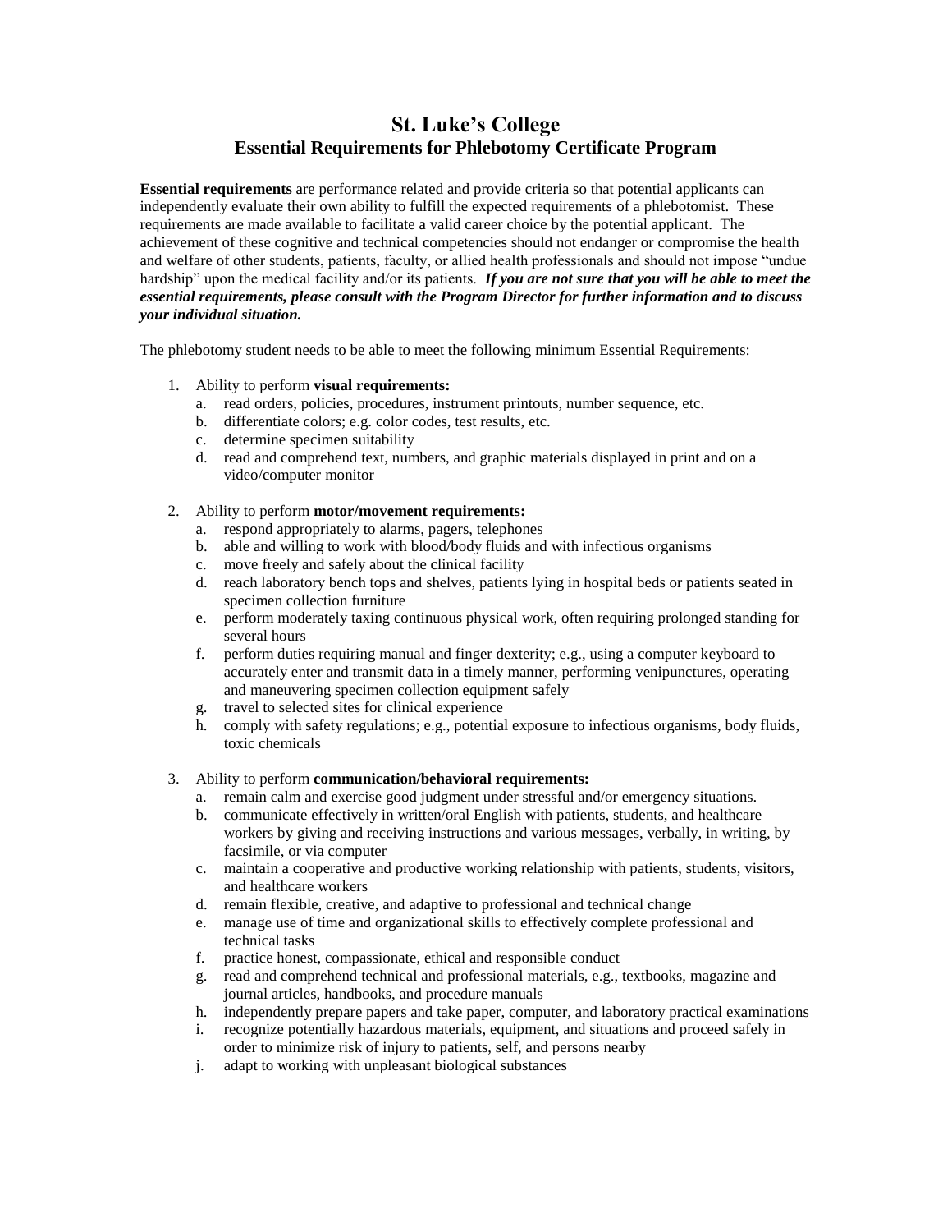# St. Luke's College

## Essential Requirements for Phlebotomy Certificate Program

**Essential requirements** are performance related and provide criteria so that potential applicants can independently evaluate their own ability to fulfill the expected requirements of a phlebotomist. These requirements are made available to facilitate a valid career choice by the potential applicant. The achievement of these cognitive and technical competencies should not endanger or compromise the health and welfare of other students, patients, faculty, or allied health professionals and should not impose "undue hardship" upon the medical facility and/or its patients. ***If you are not sure that you will be able to meet the essential requirements, please consult with the Program Director for further information and to discuss your individual situation.***

The phlebotomy student needs to be able to meet the following minimum Essential Requirements:

1. Ability to perform **visual requirements:**
   a. read orders, policies, procedures, instrument printouts, number sequence, etc.
   b. differentiate colors; e.g. color codes, test results, etc.
   c. determine specimen suitability
   d. read and comprehend text, numbers, and graphic materials displayed in print and on a video/computer monitor

2. Ability to perform **motor/movement requirements:**
   a. respond appropriately to alarms, pagers, telephones
   b. able and willing to work with blood/body fluids and with infectious organisms
   c. move freely and safely about the clinical facility
   d. reach laboratory bench tops and shelves, patients lying in hospital beds or patients seated in specimen collection furniture
   e. perform moderately taxing continuous physical work, often requiring prolonged standing for several hours
   f. perform duties requiring manual and finger dexterity; e.g., using a computer keyboard to accurately enter and transmit data in a timely manner, performing venipunctures, operating and maneuvering specimen collection equipment safely
   g. travel to selected sites for clinical experience
   h. comply with safety regulations; e.g., potential exposure to infectious organisms, body fluids, toxic chemicals

3. Ability to perform **communication/behavioral requirements:**
   a. remain calm and exercise good judgment under stressful and/or emergency situations.
   b. communicate effectively in written/oral English with patients, students, and healthcare workers by giving and receiving instructions and various messages, verbally, in writing, by facsimile, or via computer
   c. maintain a cooperative and productive working relationship with patients, students, visitors, and healthcare workers
   d. remain flexible, creative, and adaptive to professional and technical change
   e. manage use of time and organizational skills to effectively complete professional and technical tasks
   f. practice honest, compassionate, ethical and responsible conduct
   g. read and comprehend technical and professional materials, e.g., textbooks, magazine and journal articles, handbooks, and procedure manuals
   h. independently prepare papers and take paper, computer, and laboratory practical examinations
   i. recognize potentially hazardous materials, equipment, and situations and proceed safely in order to minimize risk of injury to patients, self, and persons nearby
   j. adapt to working with unpleasant biological substances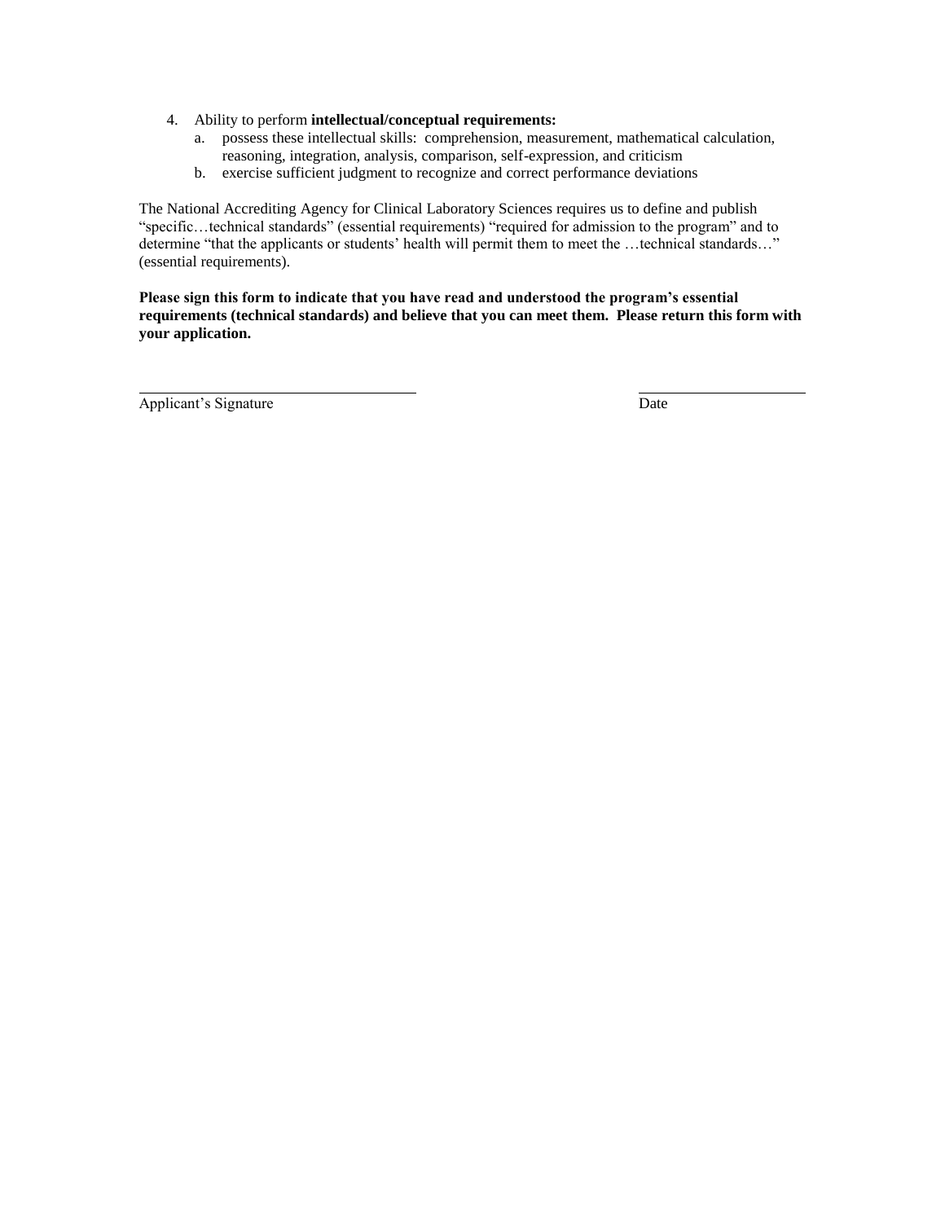4. Ability to perform **intellectual/conceptual requirements:**
   a. possess these intellectual skills: comprehension, measurement, mathematical calculation, reasoning, integration, analysis, comparison, self-expression, and criticism
   b. exercise sufficient judgment to recognize and correct performance deviations

The National Accrediting Agency for Clinical Laboratory Sciences requires us to define and publish "specific…technical standards" (essential requirements) "required for admission to the program" and to determine "that the applicants or students' health will permit them to meet the …technical standards…" (essential requirements).

**Please sign this form to indicate that you have read and understood the program's essential requirements (technical standards) and believe that you can meet them. Please return this form with your application.**

\_\_\_\_\_\_\_\_\_\_\_\_\_\_\_\_\_\_\_\_\_\_\_\_\_\_\_\_\_\_\_\_\_\_\_\_ \_\_\_\_\_\_\_\_\_\_\_\_\_\_\_\_\_\_\_\_\_\_

Applicant's Signature Date